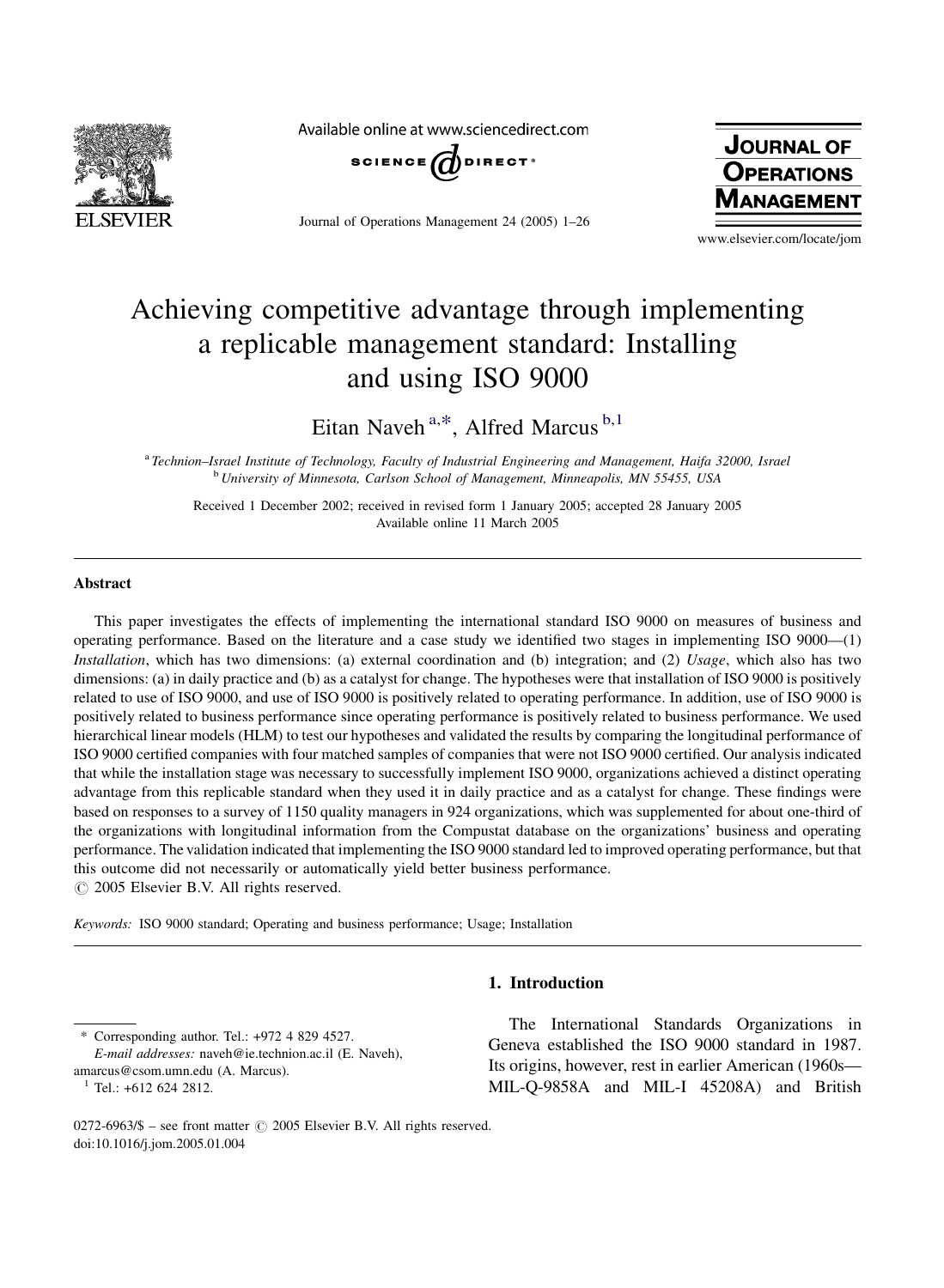# Achieving competitive advantage through implementing a replicable management standard: Installing and using ISO 9000

Eitan Naveh [a,*], Alfred Marcus [b,1]

[a] *Technion–Israel Institute of Technology, Faculty of Industrial Engineering and Management, Haifa 32000, Israel*
[b] *University of Minnesota, Carlson School of Management, Minneapolis, MN 55455, USA*

Received 1 December 2002; received in revised form 1 January 2005; accepted 28 January 2005
Available online 11 March 2005

## Abstract

This paper investigates the effects of implementing the international standard ISO 9000 on measures of business and operating performance. Based on the literature and a case study we identified two stages in implementing ISO 9000—(1) *Installation*, which has two dimensions: (a) external coordination and (b) integration; and (2) *Usage*, which also has two dimensions: (a) in daily practice and (b) as a catalyst for change. The hypotheses were that installation of ISO 9000 is positively related to use of ISO 9000, and use of ISO 9000 is positively related to operating performance. In addition, use of ISO 9000 is positively related to business performance since operating performance is positively related to business performance. We used hierarchical linear models (HLM) to test our hypotheses and validated the results by comparing the longitudinal performance of ISO 9000 certified companies with four matched samples of companies that were not ISO 9000 certified. Our analysis indicated that while the installation stage was necessary to successfully implement ISO 9000, organizations achieved a distinct operating advantage from this replicable standard when they used it in daily practice and as a catalyst for change. These findings were based on responses to a survey of 1150 quality managers in 924 organizations, which was supplemented for about one-third of the organizations with longitudinal information from the Compustat database on the organizations' business and operating performance. The validation indicated that implementing the ISO 9000 standard led to improved operating performance, but that this outcome did not necessarily or automatically yield better business performance.
© 2005 Elsevier B.V. All rights reserved.

*Keywords:* ISO 9000 standard; Operating and business performance; Usage; Installation

## 1. Introduction

The International Standards Organizations in Geneva established the ISO 9000 standard in 1987. Its origins, however, rest in earlier American (1960s—MIL-Q-9858A and MIL-I 45208A) and British

---

\* Corresponding author. Tel.: +972 4 829 4527.
*E-mail addresses:* naveh@ie.technion.ac.il (E. Naveh), amarcus@csom.umn.edu (A. Marcus).
[1] Tel.: +612 624 2812.

0272-6963/$ – see front matter © 2005 Elsevier B.V. All rights reserved.
doi:10.1016/j.jom.2005.01.004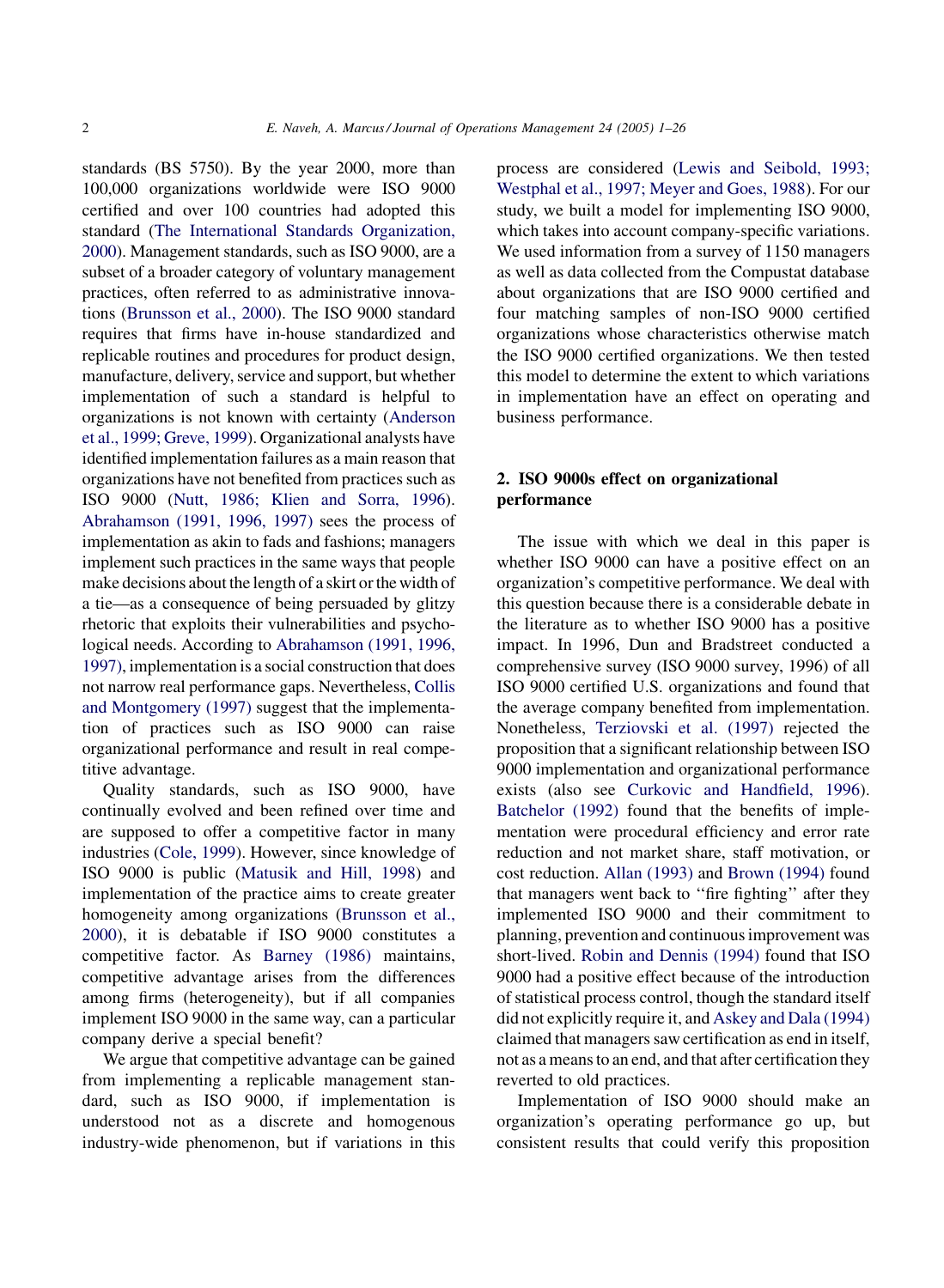standards (BS 5750). By the year 2000, more than 100,000 organizations worldwide were ISO 9000 certified and over 100 countries had adopted this standard (The International Standards Organization, 2000). Management standards, such as ISO 9000, are a subset of a broader category of voluntary management practices, often referred to as administrative innovations (Brunsson et al., 2000). The ISO 9000 standard requires that firms have in-house standardized and replicable routines and procedures for product design, manufacture, delivery, service and support, but whether implementation of such a standard is helpful to organizations is not known with certainty (Anderson et al., 1999; Greve, 1999). Organizational analysts have identified implementation failures as a main reason that organizations have not benefited from practices such as ISO 9000 (Nutt, 1986; Klien and Sorra, 1996). Abrahamson (1991, 1996, 1997) sees the process of implementation as akin to fads and fashions; managers implement such practices in the same ways that people make decisions about the length of a skirt or the width of a tie—as a consequence of being persuaded by glitzy rhetoric that exploits their vulnerabilities and psychological needs. According to Abrahamson (1991, 1996, 1997), implementation is a social construction that does not narrow real performance gaps. Nevertheless, Collis and Montgomery (1997) suggest that the implementation of practices such as ISO 9000 can raise organizational performance and result in real competitive advantage.

Quality standards, such as ISO 9000, have continually evolved and been refined over time and are supposed to offer a competitive factor in many industries (Cole, 1999). However, since knowledge of ISO 9000 is public (Matusik and Hill, 1998) and implementation of the practice aims to create greater homogeneity among organizations (Brunsson et al., 2000), it is debatable if ISO 9000 constitutes a competitive factor. As Barney (1986) maintains, competitive advantage arises from the differences among firms (heterogeneity), but if all companies implement ISO 9000 in the same way, can a particular company derive a special benefit?

We argue that competitive advantage can be gained from implementing a replicable management standard, such as ISO 9000, if implementation is understood not as a discrete and homogenous industry-wide phenomenon, but if variations in this process are considered (Lewis and Seibold, 1993; Westphal et al., 1997; Meyer and Goes, 1988). For our study, we built a model for implementing ISO 9000, which takes into account company-specific variations. We used information from a survey of 1150 managers as well as data collected from the Compustat database about organizations that are ISO 9000 certified and four matching samples of non-ISO 9000 certified organizations whose characteristics otherwise match the ISO 9000 certified organizations. We then tested this model to determine the extent to which variations in implementation have an effect on operating and business performance.

## 2. ISO 9000s effect on organizational performance

The issue with which we deal in this paper is whether ISO 9000 can have a positive effect on an organization's competitive performance. We deal with this question because there is a considerable debate in the literature as to whether ISO 9000 has a positive impact. In 1996, Dun and Bradstreet conducted a comprehensive survey (ISO 9000 survey, 1996) of all ISO 9000 certified U.S. organizations and found that the average company benefited from implementation. Nonetheless, Terziovski et al. (1997) rejected the proposition that a significant relationship between ISO 9000 implementation and organizational performance exists (also see Curkovic and Handfield, 1996). Batchelor (1992) found that the benefits of implementation were procedural efficiency and error rate reduction and not market share, staff motivation, or cost reduction. Allan (1993) and Brown (1994) found that managers went back to ''fire fighting'' after they implemented ISO 9000 and their commitment to planning, prevention and continuous improvement was short-lived. Robin and Dennis (1994) found that ISO 9000 had a positive effect because of the introduction of statistical process control, though the standard itself did not explicitly require it, and Askey and Dala (1994) claimed that managers saw certification as end in itself, not as a means to an end, and that after certification they reverted to old practices.

Implementation of ISO 9000 should make an organization's operating performance go up, but consistent results that could verify this proposition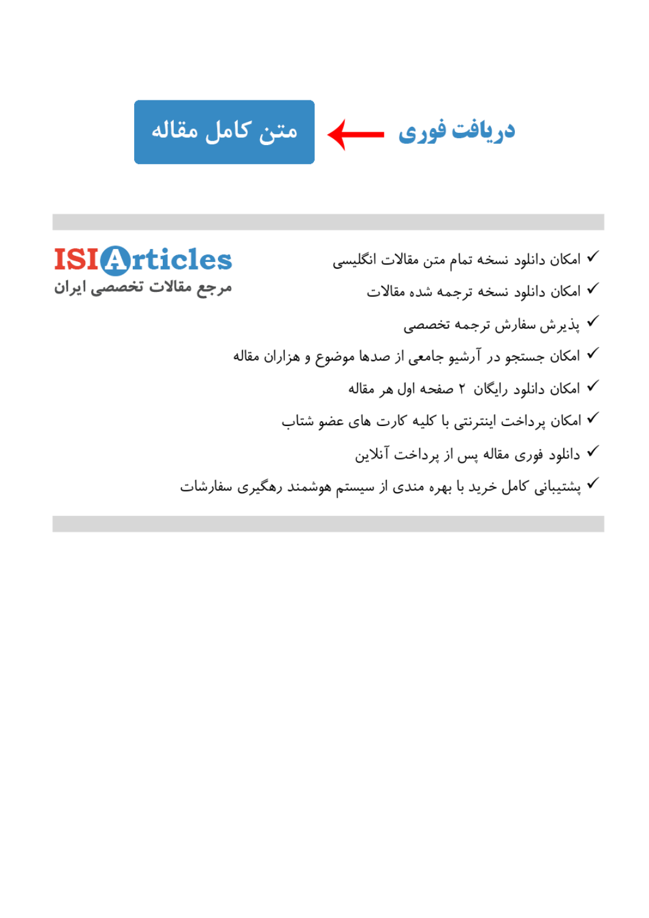دریافت فوری ← **متن کامل مقاله**

**ISIArticles**
مرجع مقالات تخصصی ایران

- ✓ امکان دانلود نسخه تمام متن مقالات انگلیسی
- ✓ امکان دانلود نسخه ترجمه شده مقالات
- ✓ پذیرش سفارش ترجمه تخصصی
- ✓ امکان جستجو در آرشیو جامعی از صدها موضوع و هزاران مقاله
- ✓ امکان دانلود رایگان ۲ صفحه اول هر مقاله
- ✓ امکان پرداخت اینترنتی با کلیه کارت های عضو شتاب
- ✓ دانلود فوری مقاله پس از پرداخت آنلاین
- ✓ پشتیبانی کامل خرید با بهره مندی از سیستم هوشمند رهگیری سفارشات